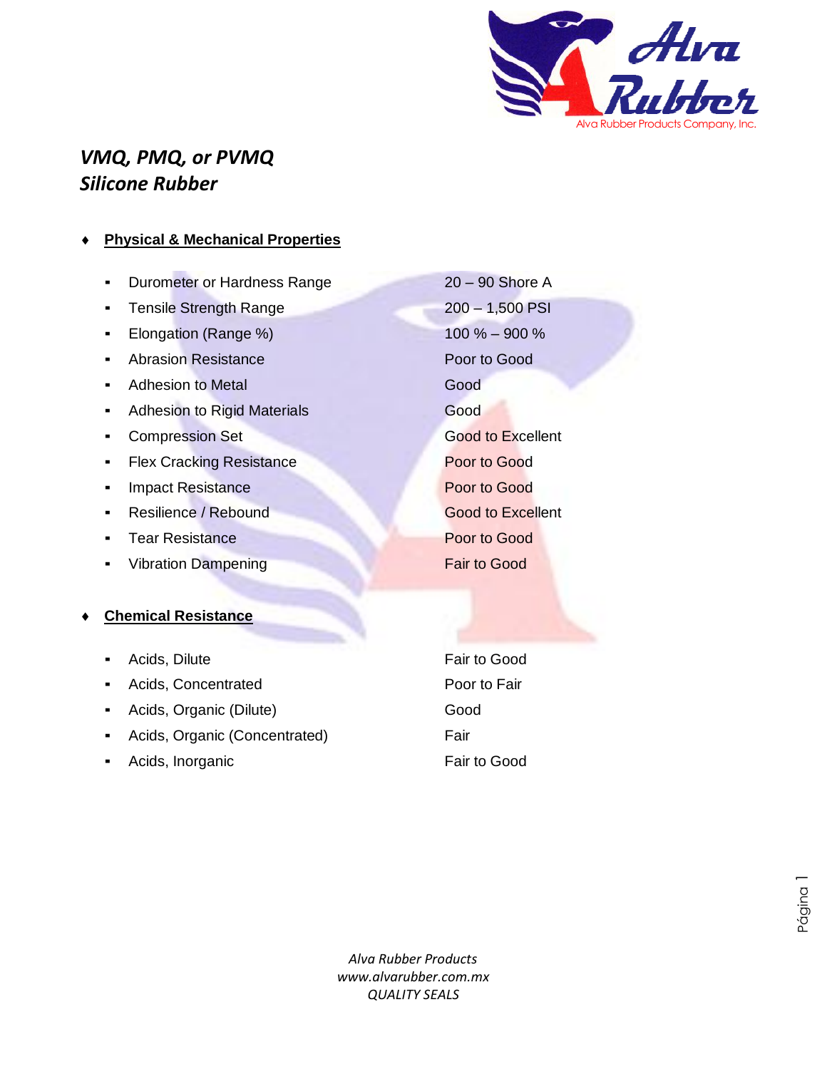# *VMQ, PMQ, or PVMQ*
# *Silicone Rubber*

## Physical & Mechanical Properties

| | |
|---|---|
| Durometer or Hardness Range | 20 – 90 Shore A |
| Tensile Strength Range | 200 – 1,500 PSI |
| Elongation (Range %) | 100 % – 900 % |
| Abrasion Resistance | Poor to Good |
| Adhesion to Metal | Good |
| Adhesion to Rigid Materials | Good |
| Compression Set | Good to Excellent |
| Flex Cracking Resistance | Poor to Good |
| Impact Resistance | Poor to Good |
| Resilience / Rebound | Good to Excellent |
| Tear Resistance | Poor to Good |
| Vibration Dampening | Fair to Good |

## Chemical Resistance

| | |
|---|---|
| Acids, Dilute | Fair to Good |
| Acids, Concentrated | Poor to Fair |
| Acids, Organic (Dilute) | Good |
| Acids, Organic (Concentrated) | Fair |
| Acids, Inorganic | Fair to Good |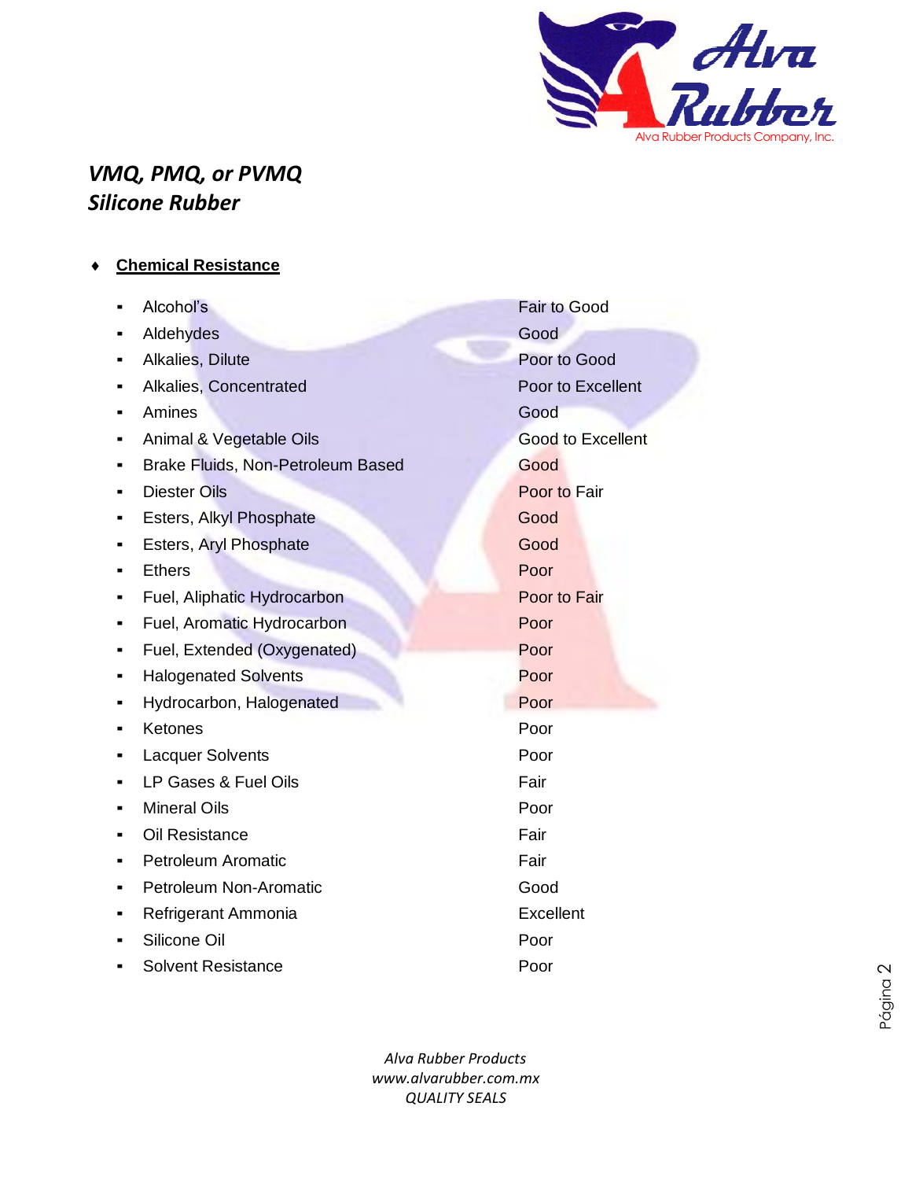## *VMQ, PMQ, or PVMQ*
## *Silicone Rubber*

♦ **Chemical Resistance**

| | |
|---|---|
| Alcohol's | Fair to Good |
| Aldehydes | Good |
| Alkalies, Dilute | Poor to Good |
| Alkalies, Concentrated | Poor to Excellent |
| Amines | Good |
| Animal & Vegetable Oils | Good to Excellent |
| Brake Fluids, Non-Petroleum Based | Good |
| Diester Oils | Poor to Fair |
| Esters, Alkyl Phosphate | Good |
| Esters, Aryl Phosphate | Good |
| Ethers | Poor |
| Fuel, Aliphatic Hydrocarbon | Poor to Fair |
| Fuel, Aromatic Hydrocarbon | Poor |
| Fuel, Extended (Oxygenated) | Poor |
| Halogenated Solvents | Poor |
| Hydrocarbon, Halogenated | Poor |
| Ketones | Poor |
| Lacquer Solvents | Poor |
| LP Gases & Fuel Oils | Fair |
| Mineral Oils | Poor |
| Oil Resistance | Fair |
| Petroleum Aromatic | Fair |
| Petroleum Non-Aromatic | Good |
| Refrigerant Ammonia | Excellent |
| Silicone Oil | Poor |
| Solvent Resistance | Poor |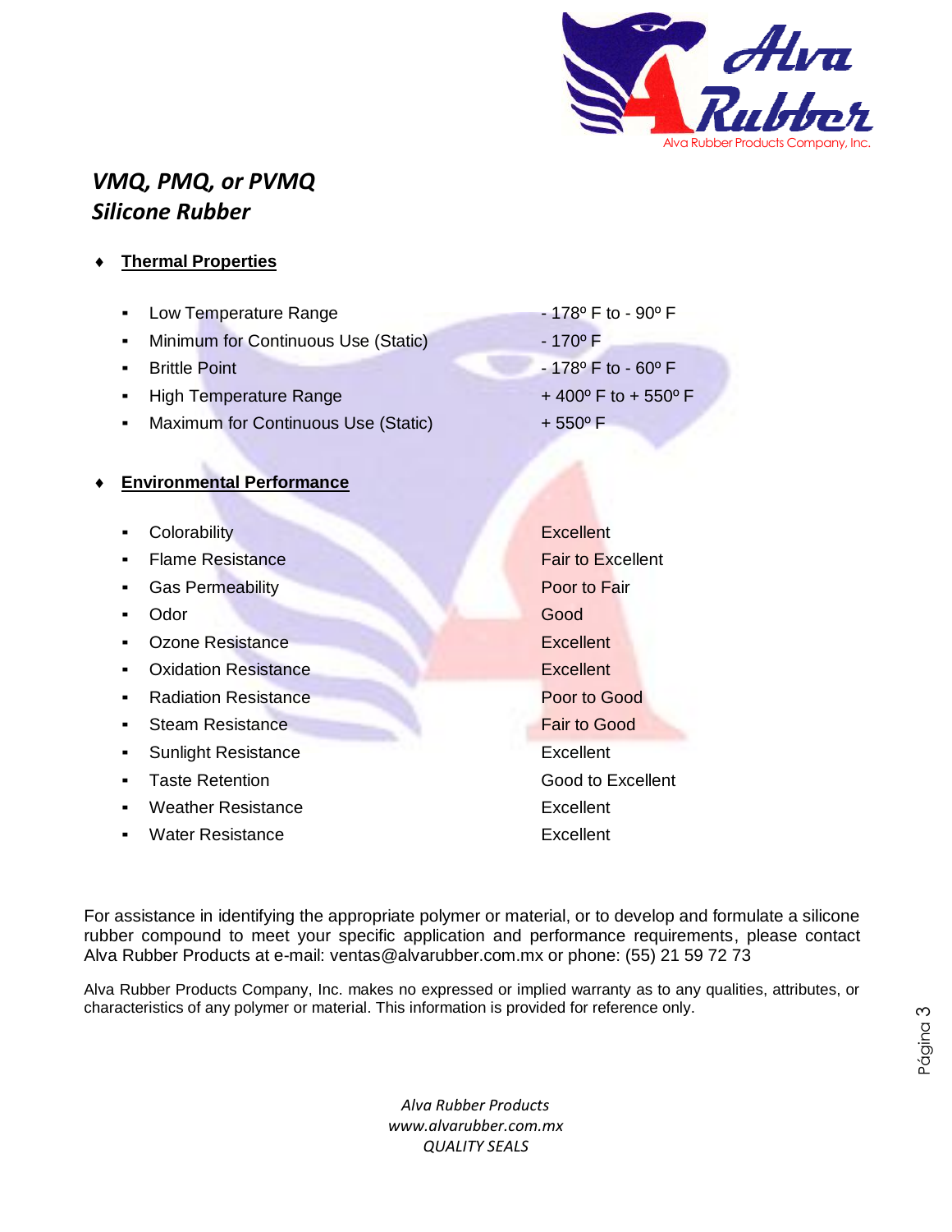## *VMQ, PMQ, or PVMQ*
## *Silicone Rubber*

- **Thermal Properties**

| | |
|---|---|
| Low Temperature Range | - 178º F to - 90º F |
| Minimum for Continuous Use (Static) | - 170º F |
| Brittle Point | - 178º F to - 60º F |
| High Temperature Range | + 400º F to + 550º F |
| Maximum for Continuous Use (Static) | + 550º F |

- **Environmental Performance**

| | |
|---|---|
| Colorability | Excellent |
| Flame Resistance | Fair to Excellent |
| Gas Permeability | Poor to Fair |
| Odor | Good |
| Ozone Resistance | Excellent |
| Oxidation Resistance | Excellent |
| Radiation Resistance | Poor to Good |
| Steam Resistance | Fair to Good |
| Sunlight Resistance | Excellent |
| Taste Retention | Good to Excellent |
| Weather Resistance | Excellent |
| Water Resistance | Excellent |

For assistance in identifying the appropriate polymer or material, or to develop and formulate a silicone rubber compound to meet your specific application and performance requirements, please contact Alva Rubber Products at e-mail: ventas@alvarubber.com.mx or phone: (55) 21 59 72 73

Alva Rubber Products Company, Inc. makes no expressed or implied warranty as to any qualities, attributes, or characteristics of any polymer or material. This information is provided for reference only.